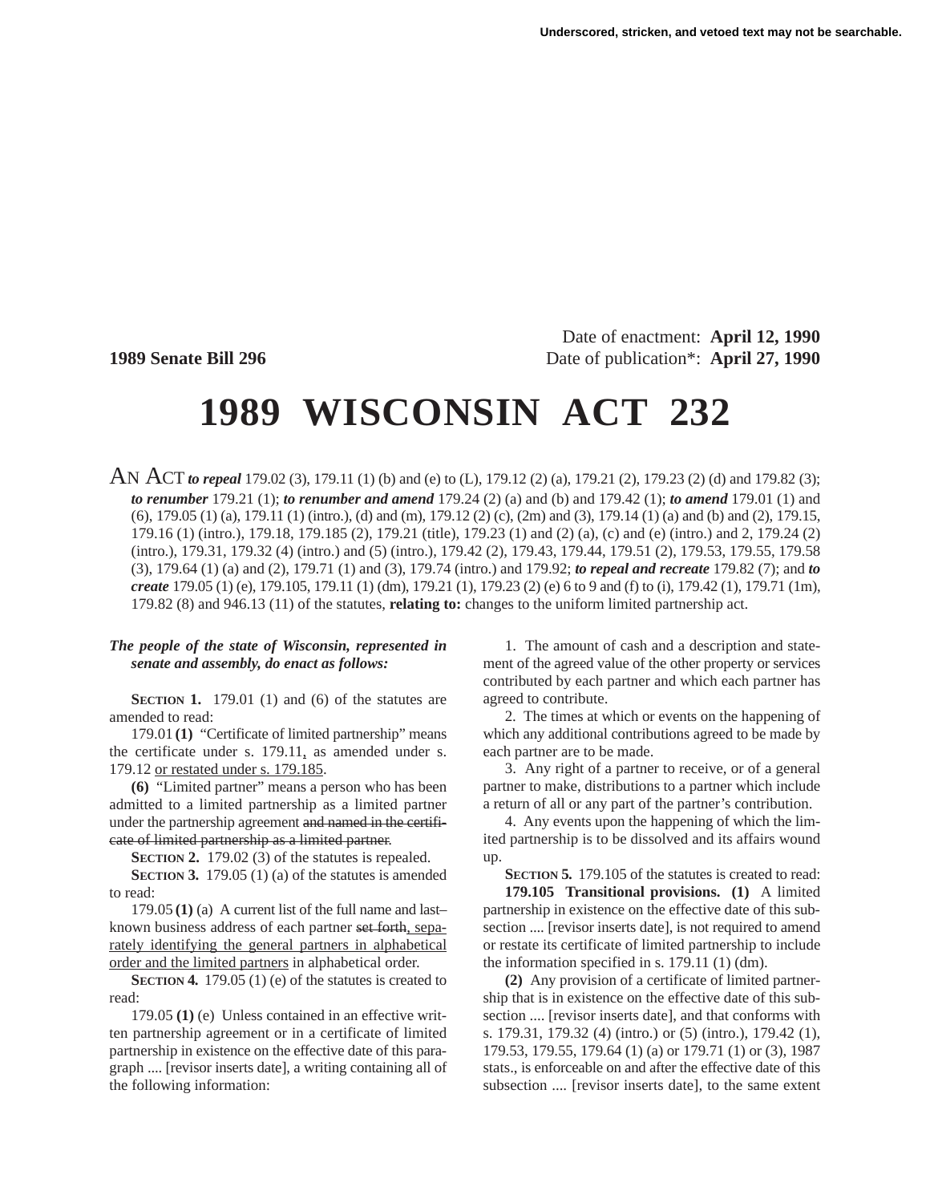Underscored, stricken, and vetoed text may not be searchable.

Date of enactment: **April 12, 1990**

**1989 Senate Bill 296** Date of publication*: **April 27, 1990**

# 1989 WISCONSIN ACT 232

AN ACT ***to repeal*** 179.02 (3), 179.11 (1) (b) and (e) to (L), 179.12 (2) (a), 179.21 (2), 179.23 (2) (d) and 179.82 (3); ***to renumber*** 179.21 (1); ***to renumber and amend*** 179.24 (2) (a) and (b) and 179.42 (1); ***to amend*** 179.01 (1) and (6), 179.05 (1) (a), 179.11 (1) (intro.), (d) and (m), 179.12 (2) (c), (2m) and (3), 179.14 (1) (a) and (b) and (2), 179.15, 179.16 (1) (intro.), 179.18, 179.185 (2), 179.21 (title), 179.23 (1) and (2) (a), (c) and (e) (intro.) and 2, 179.24 (2) (intro.), 179.31, 179.32 (4) (intro.) and (5) (intro.), 179.42 (2), 179.43, 179.44, 179.51 (2), 179.53, 179.55, 179.58 (3), 179.64 (1) (a) and (2), 179.71 (1) and (3), 179.74 (intro.) and 179.92; ***to repeal and recreate*** 179.82 (7); and ***to create*** 179.05 (1) (e), 179.105, 179.11 (1) (dm), 179.21 (1), 179.23 (2) (e) 6 to 9 and (f) to (i), 179.42 (1), 179.71 (1m), 179.82 (8) and 946.13 (11) of the statutes, **relating to:** changes to the uniform limited partnership act.

***The people of the state of Wisconsin, represented in senate and assembly, do enact as follows:***

**SECTION 1.** 179.01 (1) and (6) of the statutes are amended to read:

179.01 **(1)** "Certificate of limited partnership" means the certificate under s. 179.11, as amended under s. 179.12 or restated under s. 179.185.

**(6)** "Limited partner" means a person who has been admitted to a limited partnership as a limited partner under the partnership agreement ~~and named in the certificate of limited partnership as a limited partner~~.

**SECTION 2.** 179.02 (3) of the statutes is repealed.

**SECTION 3.** 179.05 (1) (a) of the statutes is amended to read:

179.05 **(1)** (a) A current list of the full name and last–known business address of each partner ~~set forth~~, separately identifying the general partners in alphabetical order and the limited partners in alphabetical order.

**SECTION 4.** 179.05 (1) (e) of the statutes is created to read:

179.05 **(1)** (e) Unless contained in an effective written partnership agreement or in a certificate of limited partnership in existence on the effective date of this paragraph .... [revisor inserts date], a writing containing all of the following information:

1. The amount of cash and a description and statement of the agreed value of the other property or services contributed by each partner and which each partner has agreed to contribute.

2. The times at which or events on the happening of which any additional contributions agreed to be made by each partner are to be made.

3. Any right of a partner to receive, or of a general partner to make, distributions to a partner which include a return of all or any part of the partner's contribution.

4. Any events upon the happening of which the limited partnership is to be dissolved and its affairs wound up.

**SECTION 5.** 179.105 of the statutes is created to read:

**179.105 Transitional provisions. (1)** A limited partnership in existence on the effective date of this subsection .... [revisor inserts date], is not required to amend or restate its certificate of limited partnership to include the information specified in s. 179.11 (1) (dm).

**(2)** Any provision of a certificate of limited partnership that is in existence on the effective date of this subsection .... [revisor inserts date], and that conforms with s. 179.31, 179.32 (4) (intro.) or (5) (intro.), 179.42 (1), 179.53, 179.55, 179.64 (1) (a) or 179.71 (1) or (3), 1987 stats., is enforceable on and after the effective date of this subsection .... [revisor inserts date], to the same extent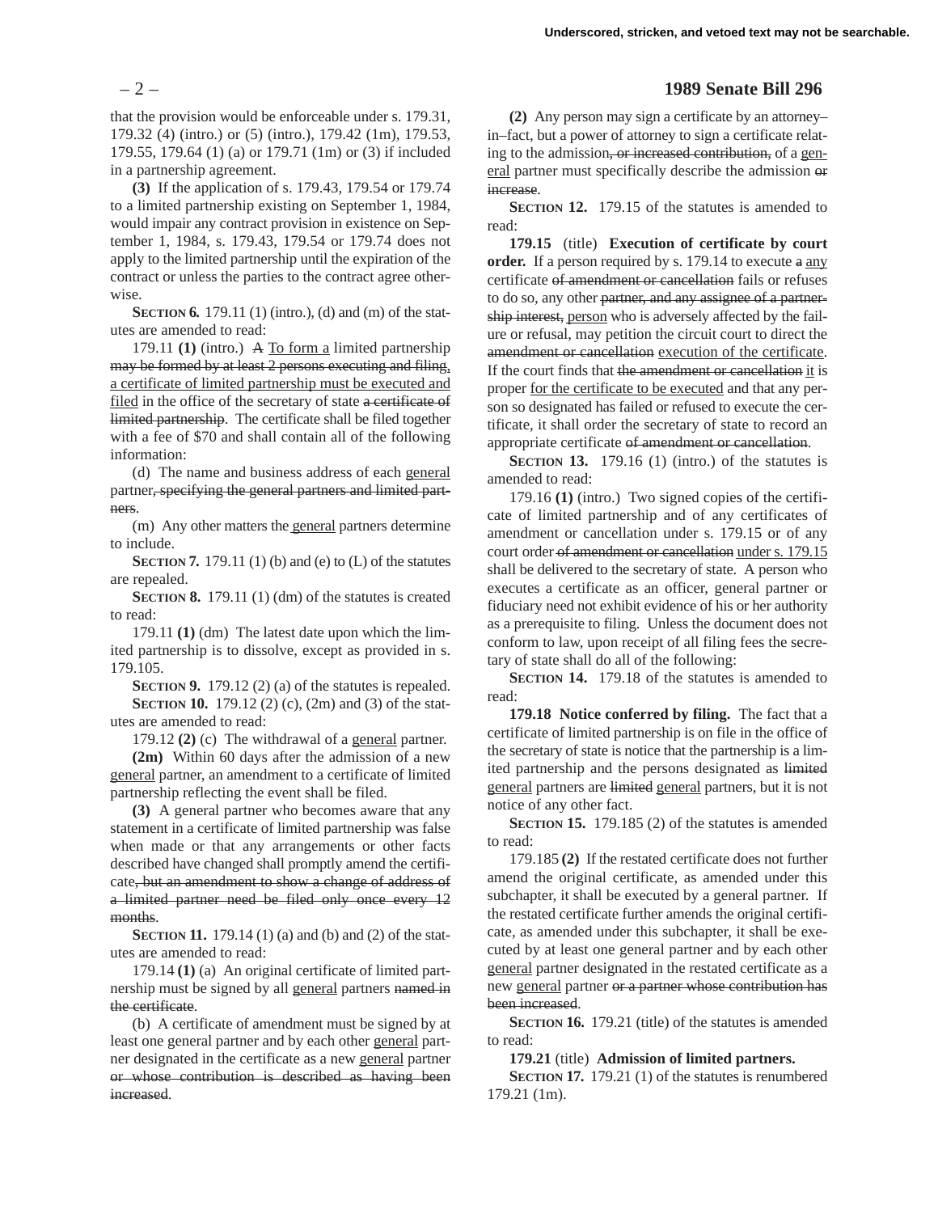that the provision would be enforceable under s. 179.31, 179.32 (4) (intro.) or (5) (intro.), 179.42 (1m), 179.53, 179.55, 179.64 (1) (a) or 179.71 (1m) or (3) if included in a partnership agreement.

**(3)** If the application of s. 179.43, 179.54 or 179.74 to a limited partnership existing on September 1, 1984, would impair any contract provision in existence on September 1, 1984, s. 179.43, 179.54 or 179.74 does not apply to the limited partnership until the expiration of the contract or unless the parties to the contract agree otherwise.

**SECTION 6.** 179.11 (1) (intro.), (d) and (m) of the statutes are amended to read:

179.11 **(1)** (intro.) ~~A~~ <u>To form a</u> limited partnership ~~may be formed by at least 2 persons executing and filing,~~ <u>a certificate of limited partnership must be executed and filed</u> in the office of the secretary of state ~~a certificate of limited partnership~~. The certificate shall be filed together with a fee of $70 and shall contain all of the following information:

(d) The name and business address of each <u>general</u> partner~~, specifying the general partners and limited partners~~.

(m) Any other matters the <u>general</u> partners determine to include.

**SECTION 7.** 179.11 (1) (b) and (e) to (L) of the statutes are repealed.

**SECTION 8.** 179.11 (1) (dm) of the statutes is created to read:

179.11 **(1)** (dm) The latest date upon which the limited partnership is to dissolve, except as provided in s. 179.105.

**SECTION 9.** 179.12 (2) (a) of the statutes is repealed.

**SECTION 10.** 179.12 (2) (c), (2m) and (3) of the statutes are amended to read:

179.12 **(2)** (c) The withdrawal of a <u>general</u> partner.

**(2m)** Within 60 days after the admission of a new <u>general</u> partner, an amendment to a certificate of limited partnership reflecting the event shall be filed.

**(3)** A general partner who becomes aware that any statement in a certificate of limited partnership was false when made or that any arrangements or other facts described have changed shall promptly amend the certificate~~, but an amendment to show a change of address of a limited partner need be filed only once every 12 months~~.

**SECTION 11.** 179.14 (1) (a) and (b) and (2) of the statutes are amended to read:

179.14 **(1)** (a) An original certificate of limited partnership must be signed by all <u>general</u> partners ~~named in the certificate~~.

(b) A certificate of amendment must be signed by at least one general partner and by each other <u>general</u> partner designated in the certificate as a new <u>general</u> partner ~~or whose contribution is described as having been increased~~.

**(2)** Any person may sign a certificate by an attorney–in–fact, but a power of attorney to sign a certificate relating to the admission~~, or increased contribution,~~ of a <u>general</u> partner must specifically describe the admission ~~or increase~~.

**SECTION 12.** 179.15 of the statutes is amended to read:

**179.15** (title) **Execution of certificate by court order.** If a person required by s. 179.14 to execute ~~a~~ <u>any</u> certificate ~~of amendment or cancellation~~ fails or refuses to do so, any other ~~partner, and any assignee of a partnership interest,~~ <u>person</u> who is adversely affected by the failure or refusal, may petition the circuit court to direct the ~~amendment or cancellation~~ <u>execution of the certificate</u>. If the court finds that ~~the amendment or cancellation~~ <u>it</u> is proper <u>for the certificate to be executed</u> and that any person so designated has failed or refused to execute the certificate, it shall order the secretary of state to record an appropriate certificate ~~of amendment or cancellation~~.

**SECTION 13.** 179.16 (1) (intro.) of the statutes is amended to read:

179.16 **(1)** (intro.) Two signed copies of the certificate of limited partnership and of any certificates of amendment or cancellation under s. 179.15 or of any court order ~~of amendment or cancellation~~ <u>under s. 179.15</u> shall be delivered to the secretary of state. A person who executes a certificate as an officer, general partner or fiduciary need not exhibit evidence of his or her authority as a prerequisite to filing. Unless the document does not conform to law, upon receipt of all filing fees the secretary of state shall do all of the following:

**SECTION 14.** 179.18 of the statutes is amended to read:

**179.18 Notice conferred by filing.** The fact that a certificate of limited partnership is on file in the office of the secretary of state is notice that the partnership is a limited partnership and the persons designated as ~~limited~~ <u>general</u> partners are ~~limited~~ <u>general</u> partners, but it is not notice of any other fact.

**SECTION 15.** 179.185 (2) of the statutes is amended to read:

179.185 **(2)** If the restated certificate does not further amend the original certificate, as amended under this subchapter, it shall be executed by a general partner. If the restated certificate further amends the original certificate, as amended under this subchapter, it shall be executed by at least one general partner and by each other <u>general</u> partner designated in the restated certificate as a new <u>general</u> partner ~~or a partner whose contribution has been increased~~.

**SECTION 16.** 179.21 (title) of the statutes is amended to read:

**179.21** (title) **Admission of limited partners.**

**SECTION 17.** 179.21 (1) of the statutes is renumbered 179.21 (1m).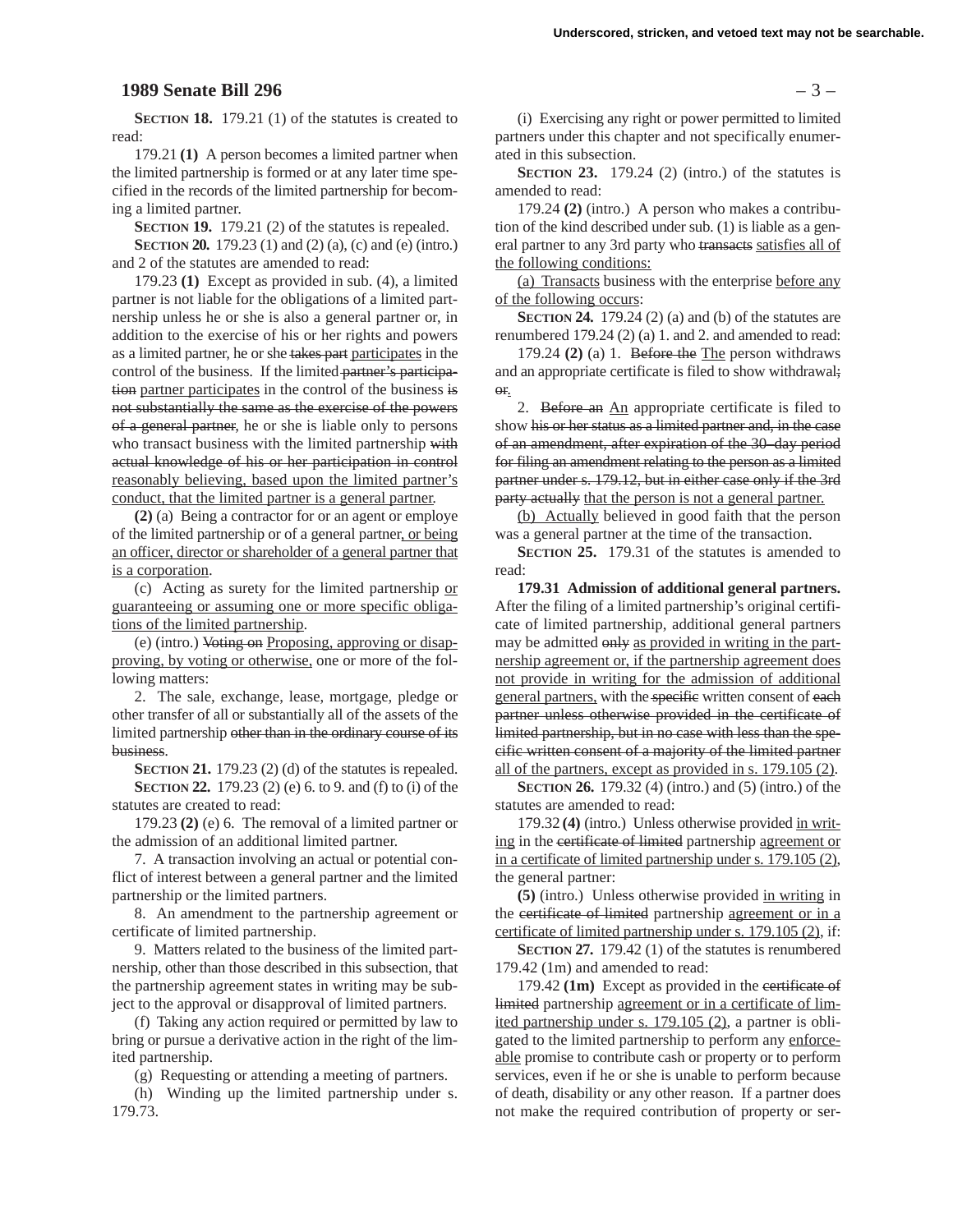**SECTION 18.** 179.21 (1) of the statutes is created to read:

179.21 **(1)** A person becomes a limited partner when the limited partnership is formed or at any later time specified in the records of the limited partnership for becoming a limited partner.

**SECTION 19.** 179.21 (2) of the statutes is repealed.

**SECTION 20.** 179.23 (1) and (2) (a), (c) and (e) (intro.) and 2 of the statutes are amended to read:

179.23 **(1)** Except as provided in sub. (4), a limited partner is not liable for the obligations of a limited partnership unless he or she is also a general partner or, in addition to the exercise of his or her rights and powers as a limited partner, he or she takes part participates in the control of the business. If the limited partner's participation partner participates in the control of the business is not substantially the same as the exercise of the powers of a general partner, he or she is liable only to persons who transact business with the limited partnership with actual knowledge of his or her participation in control reasonably believing, based upon the limited partner's conduct, that the limited partner is a general partner.

**(2)** (a) Being a contractor for or an agent or employe of the limited partnership or of a general partner, or being an officer, director or shareholder of a general partner that is a corporation.

(c) Acting as surety for the limited partnership or guaranteeing or assuming one or more specific obligations of the limited partnership.

(e) (intro.) Voting on Proposing, approving or disapproving, by voting or otherwise, one or more of the following matters:

2. The sale, exchange, lease, mortgage, pledge or other transfer of all or substantially all of the assets of the limited partnership other than in the ordinary course of its business.

**SECTION 21.** 179.23 (2) (d) of the statutes is repealed.

**SECTION 22.** 179.23 (2) (e) 6. to 9. and (f) to (i) of the statutes are created to read:

179.23 **(2)** (e) 6. The removal of a limited partner or the admission of an additional limited partner.

7. A transaction involving an actual or potential conflict of interest between a general partner and the limited partnership or the limited partners.

8. An amendment to the partnership agreement or certificate of limited partnership.

9. Matters related to the business of the limited partnership, other than those described in this subsection, that the partnership agreement states in writing may be subject to the approval or disapproval of limited partners.

(f) Taking any action required or permitted by law to bring or pursue a derivative action in the right of the limited partnership.

(g) Requesting or attending a meeting of partners.

(h) Winding up the limited partnership under s. 179.73.

(i) Exercising any right or power permitted to limited partners under this chapter and not specifically enumerated in this subsection.

**SECTION 23.** 179.24 (2) (intro.) of the statutes is amended to read:

179.24 **(2)** (intro.) A person who makes a contribution of the kind described under sub. (1) is liable as a general partner to any 3rd party who transacts satisfies all of the following conditions:

(a) Transacts business with the enterprise before any of the following occurs:

**SECTION 24.** 179.24 (2) (a) and (b) of the statutes are renumbered 179.24 (2) (a) 1. and 2. and amended to read:

179.24 **(2)** (a) 1. Before the The person withdraws and an appropriate certificate is filed to show withdrawal; or.

2. Before an An appropriate certificate is filed to show his or her status as a limited partner and, in the case of an amendment, after expiration of the 30-day period for filing an amendment relating to the person as a limited partner under s. 179.12, but in either case only if the 3rd party actually that the person is not a general partner.

(b) Actually believed in good faith that the person was a general partner at the time of the transaction.

**SECTION 25.** 179.31 of the statutes is amended to read:

**179.31 Admission of additional general partners.** After the filing of a limited partnership's original certificate of limited partnership, additional general partners may be admitted only as provided in writing in the partnership agreement or, if the partnership agreement does not provide in writing for the admission of additional general partners, with the specific written consent of each partner unless otherwise provided in the certificate of limited partnership, but in no case with less than the specific written consent of a majority of the limited partner all of the partners, except as provided in s. 179.105 (2).

**SECTION 26.** 179.32 (4) (intro.) and (5) (intro.) of the statutes are amended to read:

179.32 **(4)** (intro.) Unless otherwise provided in writing in the certificate of limited partnership agreement or in a certificate of limited partnership under s. 179.105 (2), the general partner:

**(5)** (intro.) Unless otherwise provided in writing in the certificate of limited partnership agreement or in a certificate of limited partnership under s. 179.105 (2), if:

**SECTION 27.** 179.42 (1) of the statutes is renumbered 179.42 (1m) and amended to read:

179.42 **(1m)** Except as provided in the certificate of limited partnership agreement or in a certificate of limited partnership under s. 179.105 (2), a partner is obligated to the limited partnership to perform any enforceable promise to contribute cash or property or to perform services, even if he or she is unable to perform because of death, disability or any other reason. If a partner does not make the required contribution of property or ser-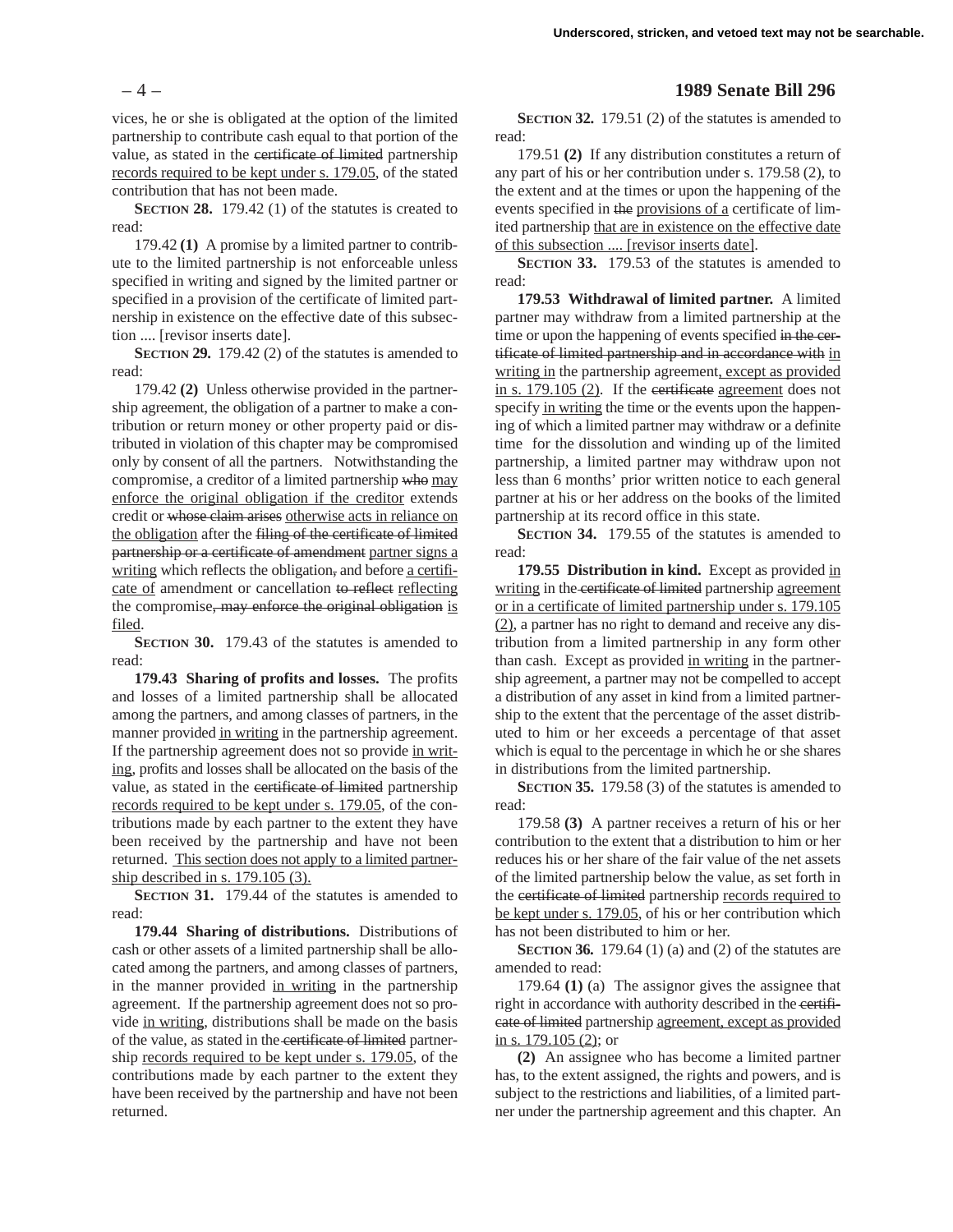vices, he or she is obligated at the option of the limited partnership to contribute cash equal to that portion of the value, as stated in the ~~certificate of limited~~ partnership <u>records required to be kept under s. 179.05</u>, of the stated contribution that has not been made.

**SECTION 28.** 179.42 (1) of the statutes is created to read:

179.42 **(1)** A promise by a limited partner to contribute to the limited partnership is not enforceable unless specified in writing and signed by the limited partner or specified in a provision of the certificate of limited partnership in existence on the effective date of this subsection .... [revisor inserts date].

**SECTION 29.** 179.42 (2) of the statutes is amended to read:

179.42 **(2)** Unless otherwise provided in the partnership agreement, the obligation of a partner to make a contribution or return money or other property paid or distributed in violation of this chapter may be compromised only by consent of all the partners. Notwithstanding the compromise, a creditor of a limited partnership ~~who~~ <u>may enforce the original obligation if the creditor</u> extends credit or ~~whose claim arises~~ <u>otherwise acts in reliance on the obligation</u> after the ~~filing of the certificate of limited partnership or a certificate of amendment~~ <u>partner signs a writing</u> which reflects the obligation~~,~~ and before <u>a certificate of</u> amendment or cancellation ~~to reflect~~ <u>reflecting</u> the compromise~~, may enforce the original obligation~~ <u>is filed</u>.

**SECTION 30.** 179.43 of the statutes is amended to read:

**179.43 Sharing of profits and losses.** The profits and losses of a limited partnership shall be allocated among the partners, and among classes of partners, in the manner provided <u>in writing</u> in the partnership agreement. If the partnership agreement does not so provide <u>in writing</u>, profits and losses shall be allocated on the basis of the value, as stated in the ~~certificate of limited~~ partnership <u>records required to be kept under s. 179.05</u>, of the contributions made by each partner to the extent they have been received by the partnership and have not been returned. <u>This section does not apply to a limited partnership described in s. 179.105 (3).</u>

**SECTION 31.** 179.44 of the statutes is amended to read:

**179.44 Sharing of distributions.** Distributions of cash or other assets of a limited partnership shall be allocated among the partners, and among classes of partners, in the manner provided <u>in writing</u> in the partnership agreement. If the partnership agreement does not so provide <u>in writing</u>, distributions shall be made on the basis of the value, as stated in the ~~certificate of limited~~ partnership <u>records required to be kept under s. 179.05</u>, of the contributions made by each partner to the extent they have been received by the partnership and have not been returned.

**SECTION 32.** 179.51 (2) of the statutes is amended to read:

179.51 **(2)** If any distribution constitutes a return of any part of his or her contribution under s. 179.58 (2), to the extent and at the times or upon the happening of the events specified in ~~the~~ <u>provisions of a</u> certificate of limited partnership <u>that are in existence on the effective date of this subsection .... [revisor inserts date]</u>.

**SECTION 33.** 179.53 of the statutes is amended to read:

**179.53 Withdrawal of limited partner.** A limited partner may withdraw from a limited partnership at the time or upon the happening of events specified ~~in the certificate of limited partnership and in accordance with~~ <u>in writing in</u> the partnership agreement<u>, except as provided in s. 179.105 (2)</u>. If the ~~certificate~~ <u>agreement</u> does not specify <u>in writing</u> the time or the events upon the happening of which a limited partner may withdraw or a definite time for the dissolution and winding up of the limited partnership, a limited partner may withdraw upon not less than 6 months' prior written notice to each general partner at his or her address on the books of the limited partnership at its record office in this state.

**SECTION 34.** 179.55 of the statutes is amended to read:

**179.55 Distribution in kind.** Except as provided <u>in writing</u> in the ~~certificate of limited~~ partnership <u>agreement or in a certificate of limited partnership under s. 179.105 (2)</u>, a partner has no right to demand and receive any distribution from a limited partnership in any form other than cash. Except as provided <u>in writing</u> in the partnership agreement, a partner may not be compelled to accept a distribution of any asset in kind from a limited partnership to the extent that the percentage of the asset distributed to him or her exceeds a percentage of that asset which is equal to the percentage in which he or she shares in distributions from the limited partnership.

**SECTION 35.** 179.58 (3) of the statutes is amended to read:

179.58 **(3)** A partner receives a return of his or her contribution to the extent that a distribution to him or her reduces his or her share of the fair value of the net assets of the limited partnership below the value, as set forth in the ~~certificate of limited~~ partnership <u>records required to be kept under s. 179.05</u>, of his or her contribution which has not been distributed to him or her.

**SECTION 36.** 179.64 (1) (a) and (2) of the statutes are amended to read:

179.64 **(1)** (a) The assignor gives the assignee that right in accordance with authority described in the ~~certificate of limited~~ partnership <u>agreement, except as provided in s. 179.105 (2)</u>; or

**(2)** An assignee who has become a limited partner has, to the extent assigned, the rights and powers, and is subject to the restrictions and liabilities, of a limited partner under the partnership agreement and this chapter. An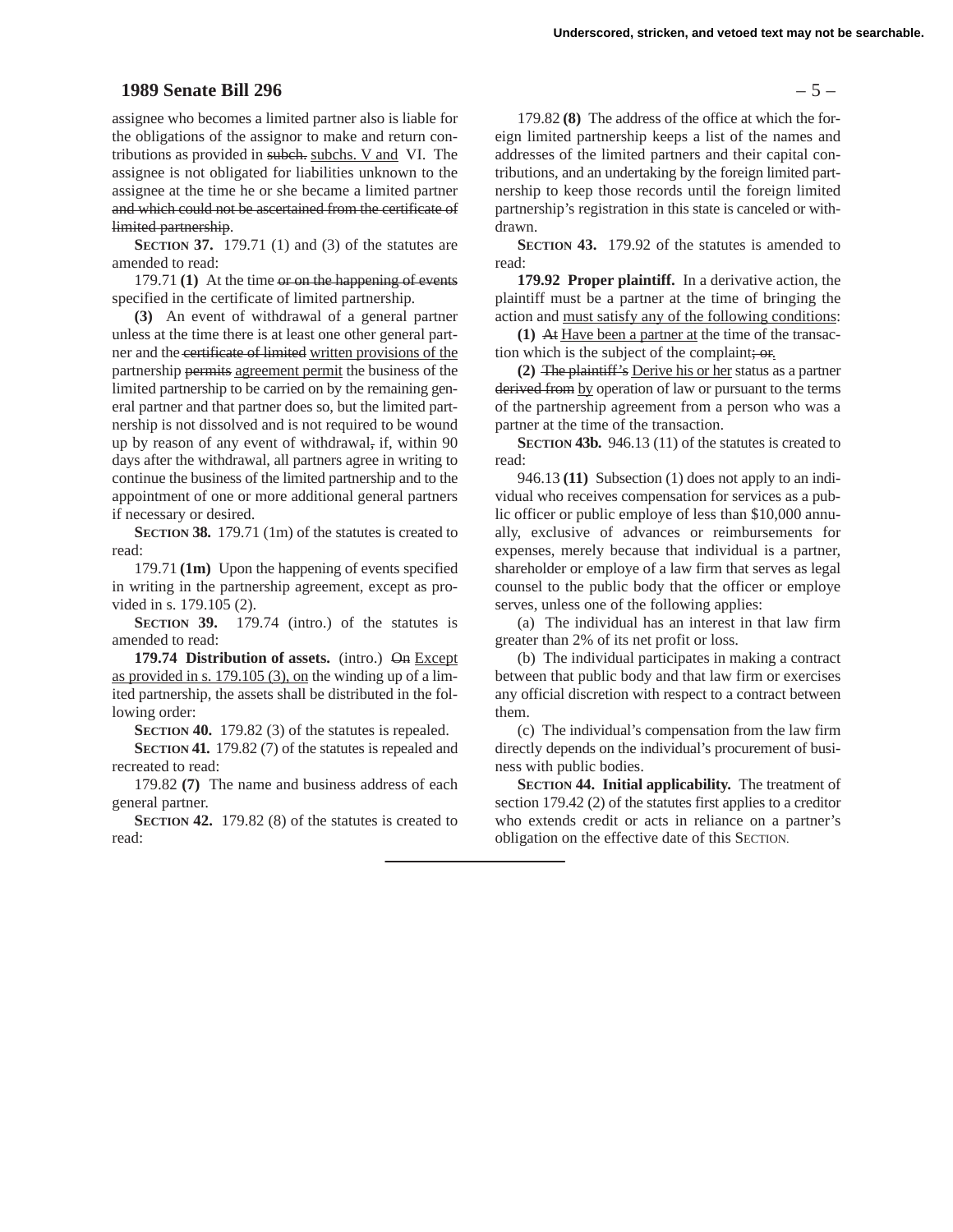assignee who becomes a limited partner also is liable for the obligations of the assignor to make and return contributions as provided in ~~subch.~~ <u>subchs. V and</u> VI. The assignee is not obligated for liabilities unknown to the assignee at the time he or she became a limited partner ~~and which could not be ascertained from the certificate of limited partnership~~.

**SECTION 37.** 179.71 (1) and (3) of the statutes are amended to read:

179.71 **(1)** At the time ~~or on the happening of events~~ specified in the certificate of limited partnership.

**(3)** An event of withdrawal of a general partner unless at the time there is at least one other general partner and the ~~certificate of limited~~ <u>written provisions of the</u> partnership ~~permits~~ <u>agreement permit</u> the business of the limited partnership to be carried on by the remaining general partner and that partner does so, but the limited partnership is not dissolved and is not required to be wound up by reason of any event of withdrawal~~,~~ if, within 90 days after the withdrawal, all partners agree in writing to continue the business of the limited partnership and to the appointment of one or more additional general partners if necessary or desired.

**SECTION 38.** 179.71 (1m) of the statutes is created to read:

179.71 **(1m)** Upon the happening of events specified in writing in the partnership agreement, except as provided in s. 179.105 (2).

**SECTION 39.** 179.74 (intro.) of the statutes is amended to read:

**179.74 Distribution of assets.** (intro.) ~~On~~ <u>Except as provided in s. 179.105 (3), on</u> the winding up of a limited partnership, the assets shall be distributed in the following order:

**SECTION 40.** 179.82 (3) of the statutes is repealed.

**SECTION 41.** 179.82 (7) of the statutes is repealed and recreated to read:

179.82 **(7)** The name and business address of each general partner.

**SECTION 42.** 179.82 (8) of the statutes is created to read:

179.82 **(8)** The address of the office at which the foreign limited partnership keeps a list of the names and addresses of the limited partners and their capital contributions, and an undertaking by the foreign limited partnership to keep those records until the foreign limited partnership's registration in this state is canceled or withdrawn.

**SECTION 43.** 179.92 of the statutes is amended to read:

**179.92 Proper plaintiff.** In a derivative action, the plaintiff must be a partner at the time of bringing the action and <u>must satisfy any of the following conditions</u>:

**(1)** ~~At~~ <u>Have been a partner at</u> the time of the transaction which is the subject of the complaint~~; or~~<u>.</u>

**(2)** ~~The plaintiff's~~ <u>Derive his or her</u> status as a partner ~~derived from~~ <u>by</u> operation of law or pursuant to the terms of the partnership agreement from a person who was a partner at the time of the transaction.

**SECTION 43b.** 946.13 (11) of the statutes is created to read:

946.13 **(11)** Subsection (1) does not apply to an individual who receives compensation for services as a public officer or public employe of less than $10,000 annually, exclusive of advances or reimbursements for expenses, merely because that individual is a partner, shareholder or employe of a law firm that serves as legal counsel to the public body that the officer or employe serves, unless one of the following applies:

(a) The individual has an interest in that law firm greater than 2% of its net profit or loss.

(b) The individual participates in making a contract between that public body and that law firm or exercises any official discretion with respect to a contract between them.

(c) The individual's compensation from the law firm directly depends on the individual's procurement of business with public bodies.

**SECTION 44. Initial applicability.** The treatment of section 179.42 (2) of the statutes first applies to a creditor who extends credit or acts in reliance on a partner's obligation on the effective date of this SECTION.